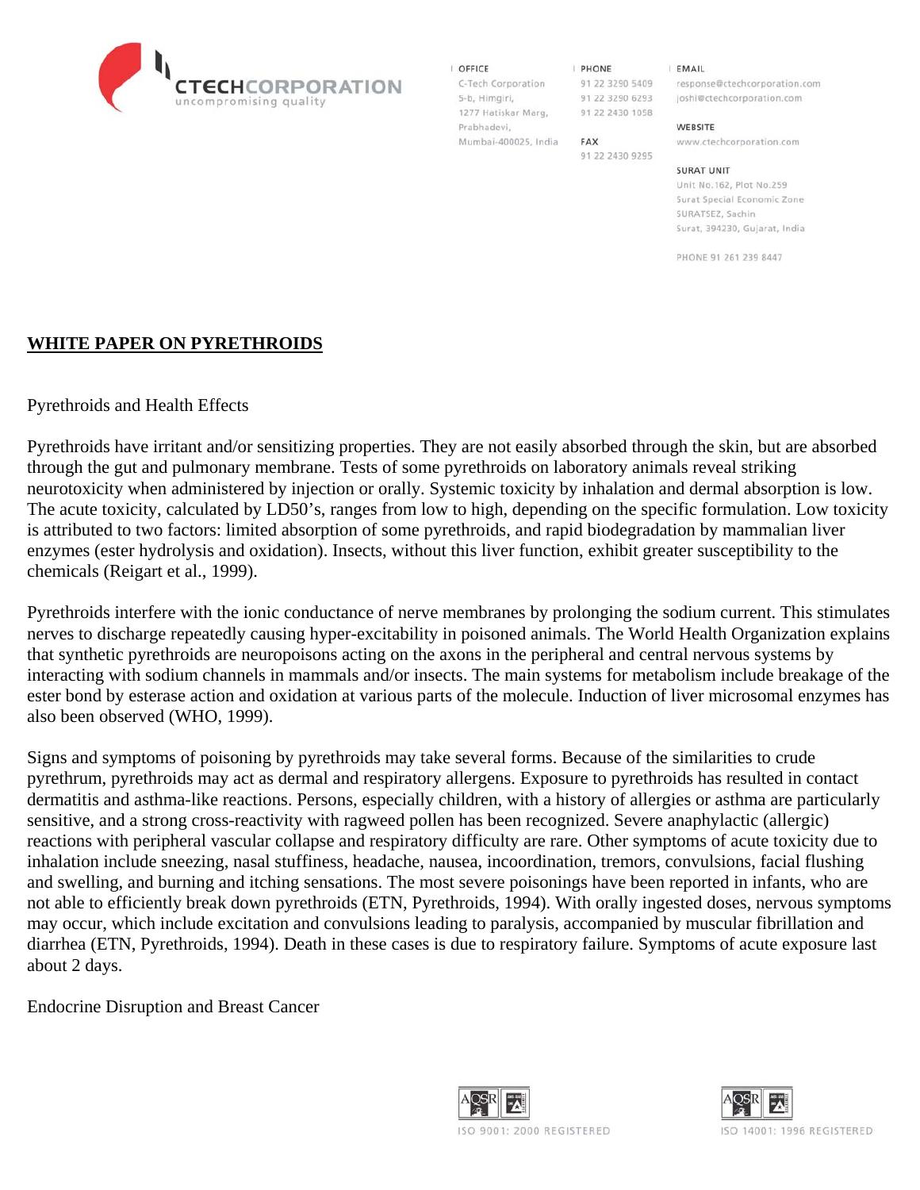CTECHCORPORATION
uncompromising quality

OFFICE
C-Tech Corporation
5-b, Himgiri,
1277 Hatiskar Marg,
Prabhadevi,
Mumbai-400025, India

PHONE
91 22 3290 5409
91 22 3290 6293
91 22 2430 1058

FAX
91 22 2430 9295

EMAIL
response@ctechcorporation.com
joshi@ctechcorporation.com

WEBSITE
www.ctechcorporation.com

SURAT UNIT
Unit No.162, Plot No.259
Surat Special Economic Zone
SURATSEZ, Sachin
Surat, 394230, Gujarat, India

PHONE 91 261 239 8447

# WHITE PAPER ON PYRETHROIDS

## Pyrethroids and Health Effects

Pyrethroids have irritant and/or sensitizing properties. They are not easily absorbed through the skin, but are absorbed through the gut and pulmonary membrane. Tests of some pyrethroids on laboratory animals reveal striking neurotoxicity when administered by injection or orally. Systemic toxicity by inhalation and dermal absorption is low. The acute toxicity, calculated by LD50's, ranges from low to high, depending on the specific formulation. Low toxicity is attributed to two factors: limited absorption of some pyrethroids, and rapid biodegradation by mammalian liver enzymes (ester hydrolysis and oxidation). Insects, without this liver function, exhibit greater susceptibility to the chemicals (Reigart et al., 1999).

Pyrethroids interfere with the ionic conductance of nerve membranes by prolonging the sodium current. This stimulates nerves to discharge repeatedly causing hyper-excitability in poisoned animals. The World Health Organization explains that synthetic pyrethroids are neuropoisons acting on the axons in the peripheral and central nervous systems by interacting with sodium channels in mammals and/or insects. The main systems for metabolism include breakage of the ester bond by esterase action and oxidation at various parts of the molecule. Induction of liver microsomal enzymes has also been observed (WHO, 1999).

Signs and symptoms of poisoning by pyrethroids may take several forms. Because of the similarities to crude pyrethrum, pyrethroids may act as dermal and respiratory allergens. Exposure to pyrethroids has resulted in contact dermatitis and asthma-like reactions. Persons, especially children, with a history of allergies or asthma are particularly sensitive, and a strong cross-reactivity with ragweed pollen has been recognized. Severe anaphylactic (allergic) reactions with peripheral vascular collapse and respiratory difficulty are rare. Other symptoms of acute toxicity due to inhalation include sneezing, nasal stuffiness, headache, nausea, incoordination, tremors, convulsions, facial flushing and swelling, and burning and itching sensations. The most severe poisonings have been reported in infants, who are not able to efficiently break down pyrethroids (ETN, Pyrethroids, 1994). With orally ingested doses, nervous symptoms may occur, which include excitation and convulsions leading to paralysis, accompanied by muscular fibrillation and diarrhea (ETN, Pyrethroids, 1994). Death in these cases is due to respiratory failure. Symptoms of acute exposure last about 2 days.

## Endocrine Disruption and Breast Cancer

ISO 9001: 2000 REGISTERED

ISO 14001: 1996 REGISTERED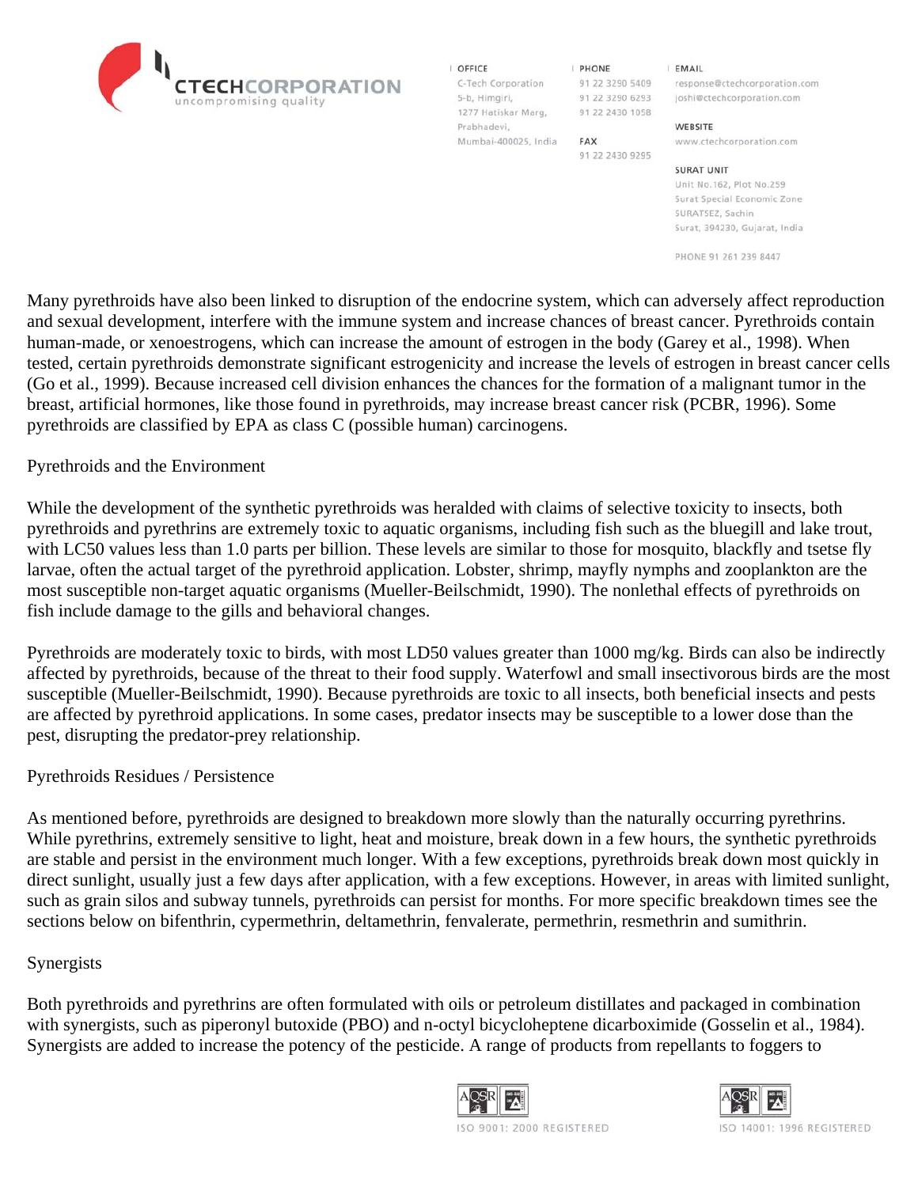Many pyrethroids have also been linked to disruption of the endocrine system, which can adversely affect reproduction and sexual development, interfere with the immune system and increase chances of breast cancer. Pyrethroids contain human-made, or xenoestrogens, which can increase the amount of estrogen in the body (Garey et al., 1998). When tested, certain pyrethroids demonstrate significant estrogenicity and increase the levels of estrogen in breast cancer cells (Go et al., 1999). Because increased cell division enhances the chances for the formation of a malignant tumor in the breast, artificial hormones, like those found in pyrethroids, may increase breast cancer risk (PCBR, 1996). Some pyrethroids are classified by EPA as class C (possible human) carcinogens.

## Pyrethroids and the Environment

While the development of the synthetic pyrethroids was heralded with claims of selective toxicity to insects, both pyrethroids and pyrethrins are extremely toxic to aquatic organisms, including fish such as the bluegill and lake trout, with LC50 values less than 1.0 parts per billion. These levels are similar to those for mosquito, blackfly and tsetse fly larvae, often the actual target of the pyrethroid application. Lobster, shrimp, mayfly nymphs and zooplankton are the most susceptible non-target aquatic organisms (Mueller-Beilschmidt, 1990). The nonlethal effects of pyrethroids on fish include damage to the gills and behavioral changes.

Pyrethroids are moderately toxic to birds, with most LD50 values greater than 1000 mg/kg. Birds can also be indirectly affected by pyrethroids, because of the threat to their food supply. Waterfowl and small insectivorous birds are the most susceptible (Mueller-Beilschmidt, 1990). Because pyrethroids are toxic to all insects, both beneficial insects and pests are affected by pyrethroid applications. In some cases, predator insects may be susceptible to a lower dose than the pest, disrupting the predator-prey relationship.

## Pyrethroids Residues / Persistence

As mentioned before, pyrethroids are designed to breakdown more slowly than the naturally occurring pyrethrins. While pyrethrins, extremely sensitive to light, heat and moisture, break down in a few hours, the synthetic pyrethroids are stable and persist in the environment much longer. With a few exceptions, pyrethroids break down most quickly in direct sunlight, usually just a few days after application, with a few exceptions. However, in areas with limited sunlight, such as grain silos and subway tunnels, pyrethroids can persist for months. For more specific breakdown times see the sections below on bifenthrin, cypermethrin, deltamethrin, fenvalerate, permethrin, resmethrin and sumithrin.

## Synergists

Both pyrethroids and pyrethrins are often formulated with oils or petroleum distillates and packaged in combination with synergists, such as piperonyl butoxide (PBO) and n-octyl bicycloheptene dicarboximide (Gosselin et al., 1984). Synergists are added to increase the potency of the pesticide. A range of products from repellants to foggers to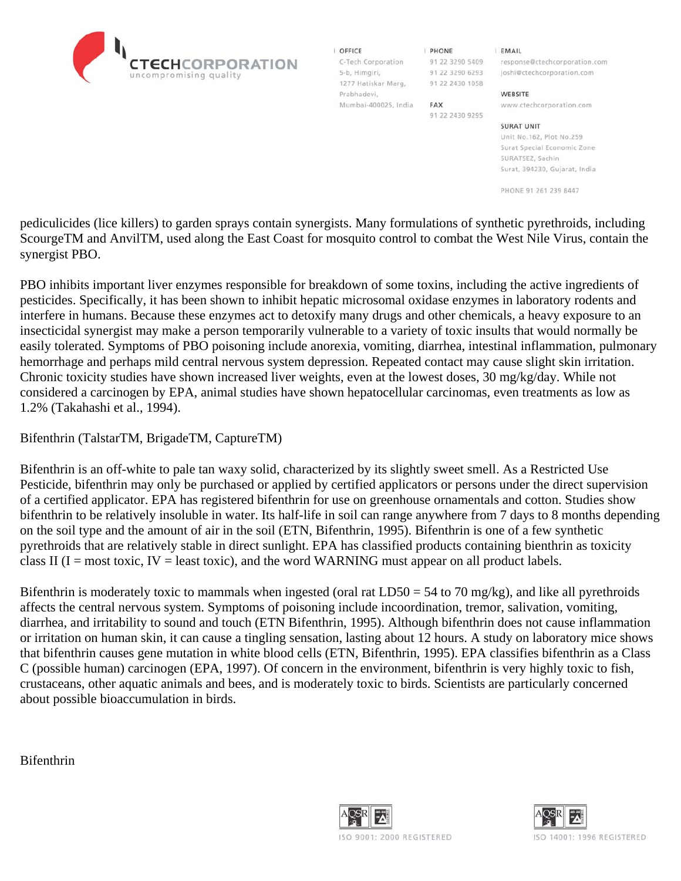pediculicides (lice killers) to garden sprays contain synergists. Many formulations of synthetic pyrethroids, including ScourgeTM and AnvilTM, used along the East Coast for mosquito control to combat the West Nile Virus, contain the synergist PBO.

PBO inhibits important liver enzymes responsible for breakdown of some toxins, including the active ingredients of pesticides. Specifically, it has been shown to inhibit hepatic microsomal oxidase enzymes in laboratory rodents and interfere in humans. Because these enzymes act to detoxify many drugs and other chemicals, a heavy exposure to an insecticidal synergist may make a person temporarily vulnerable to a variety of toxic insults that would normally be easily tolerated. Symptoms of PBO poisoning include anorexia, vomiting, diarrhea, intestinal inflammation, pulmonary hemorrhage and perhaps mild central nervous system depression. Repeated contact may cause slight skin irritation. Chronic toxicity studies have shown increased liver weights, even at the lowest doses, 30 mg/kg/day. While not considered a carcinogen by EPA, animal studies have shown hepatocellular carcinomas, even treatments as low as 1.2% (Takahashi et al., 1994).

Bifenthrin (TalstarTM, BrigadeTM, CaptureTM)

Bifenthrin is an off-white to pale tan waxy solid, characterized by its slightly sweet smell. As a Restricted Use Pesticide, bifenthrin may only be purchased or applied by certified applicators or persons under the direct supervision of a certified applicator. EPA has registered bifenthrin for use on greenhouse ornamentals and cotton. Studies show bifenthrin to be relatively insoluble in water. Its half-life in soil can range anywhere from 7 days to 8 months depending on the soil type and the amount of air in the soil (ETN, Bifenthrin, 1995). Bifenthrin is one of a few synthetic pyrethroids that are relatively stable in direct sunlight. EPA has classified products containing bienthrin as toxicity class II (I = most toxic, IV = least toxic), and the word WARNING must appear on all product labels.

Bifenthrin is moderately toxic to mammals when ingested (oral rat $LD_{50}$ = 54 to 70 mg/kg), and like all pyrethroids affects the central nervous system. Symptoms of poisoning include incoordination, tremor, salivation, vomiting, diarrhea, and irritability to sound and touch (ETN Bifenthrin, 1995). Although bifenthrin does not cause inflammation or irritation on human skin, it can cause a tingling sensation, lasting about 12 hours. A study on laboratory mice shows that bifenthrin causes gene mutation in white blood cells (ETN, Bifenthrin, 1995). EPA classifies bifenthrin as a Class C (possible human) carcinogen (EPA, 1997). Of concern in the environment, bifenthrin is very highly toxic to fish, crustaceans, other aquatic animals and bees, and is moderately toxic to birds. Scientists are particularly concerned about possible bioaccumulation in birds.

Bifenthrin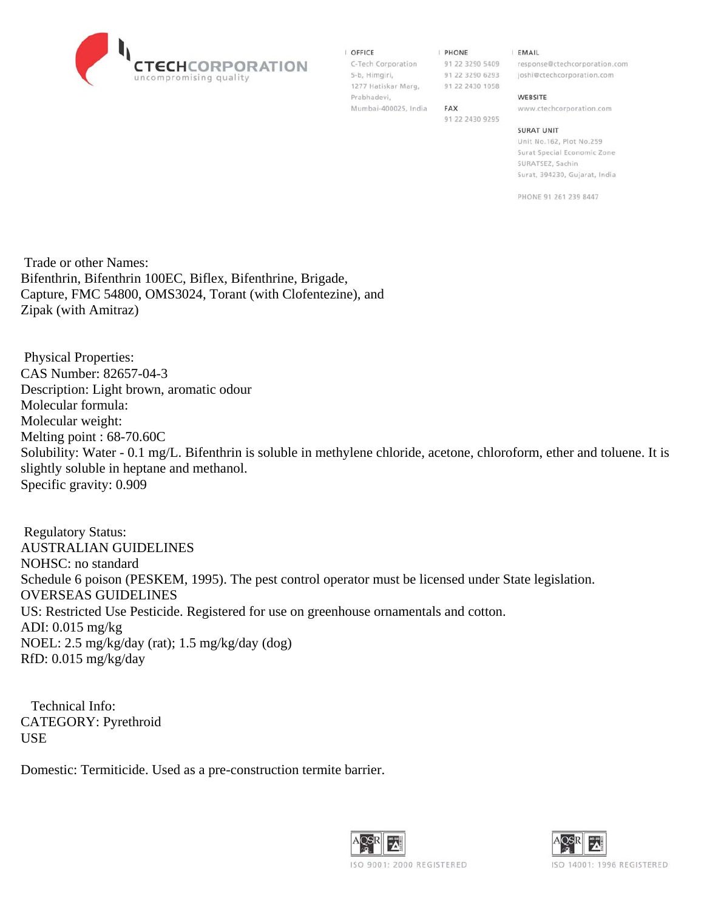Trade or other Names:
Bifenthrin, Bifenthrin 100EC, Biflex, Bifenthrine, Brigade, Capture, FMC 54800, OMS3024, Torant (with Clofentezine), and Zipak (with Amitraz)

Physical Properties:
CAS Number: 82657-04-3
Description: Light brown, aromatic odour
Molecular formula:
Molecular weight:
Melting point : 68-70.60C
Solubility: Water - 0.1 mg/L. Bifenthrin is soluble in methylene chloride, acetone, chloroform, ether and toluene. It is slightly soluble in heptane and methanol.
Specific gravity: 0.909

Regulatory Status:
AUSTRALIAN GUIDELINES
NOHSC: no standard
Schedule 6 poison (PESKEM, 1995). The pest control operator must be licensed under State legislation.
OVERSEAS GUIDELINES
US: Restricted Use Pesticide. Registered for use on greenhouse ornamentals and cotton.
ADI: 0.015 mg/kg
NOEL: 2.5 mg/kg/day (rat); 1.5 mg/kg/day (dog)
RfD: 0.015 mg/kg/day

Technical Info:
CATEGORY: Pyrethroid
USE

Domestic: Termiticide. Used as a pre-construction termite barrier.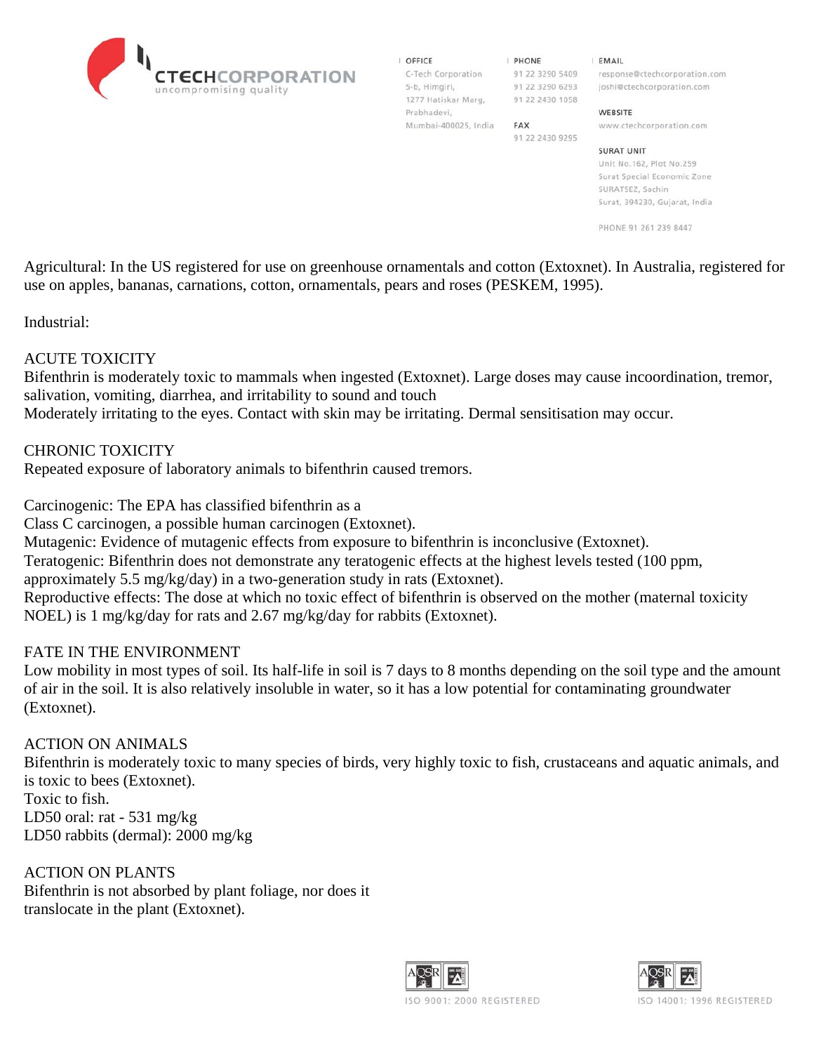Agricultural: In the US registered for use on greenhouse ornamentals and cotton (Extoxnet). In Australia, registered for use on apples, bananas, carnations, cotton, ornamentals, pears and roses (PESKEM, 1995).

Industrial:

## ACUTE TOXICITY

Bifenthrin is moderately toxic to mammals when ingested (Extoxnet). Large doses may cause incoordination, tremor, salivation, vomiting, diarrhea, and irritability to sound and touch
Moderately irritating to the eyes. Contact with skin may be irritating. Dermal sensitisation may occur.

## CHRONIC TOXICITY

Repeated exposure of laboratory animals to bifenthrin caused tremors.

Carcinogenic: The EPA has classified bifenthrin as a
Class C carcinogen, a possible human carcinogen (Extoxnet).
Mutagenic: Evidence of mutagenic effects from exposure to bifenthrin is inconclusive (Extoxnet).
Teratogenic: Bifenthrin does not demonstrate any teratogenic effects at the highest levels tested (100 ppm, approximately 5.5 mg/kg/day) in a two-generation study in rats (Extoxnet).
Reproductive effects: The dose at which no toxic effect of bifenthrin is observed on the mother (maternal toxicity NOEL) is 1 mg/kg/day for rats and 2.67 mg/kg/day for rabbits (Extoxnet).

## FATE IN THE ENVIRONMENT

Low mobility in most types of soil. Its half-life in soil is 7 days to 8 months depending on the soil type and the amount of air in the soil. It is also relatively insoluble in water, so it has a low potential for contaminating groundwater (Extoxnet).

## ACTION ON ANIMALS

Bifenthrin is moderately toxic to many species of birds, very highly toxic to fish, crustaceans and aquatic animals, and is toxic to bees (Extoxnet).
Toxic to fish.
LD50 oral: rat - 531 mg/kg
LD50 rabbits (dermal): 2000 mg/kg

## ACTION ON PLANTS

Bifenthrin is not absorbed by plant foliage, nor does it translocate in the plant (Extoxnet).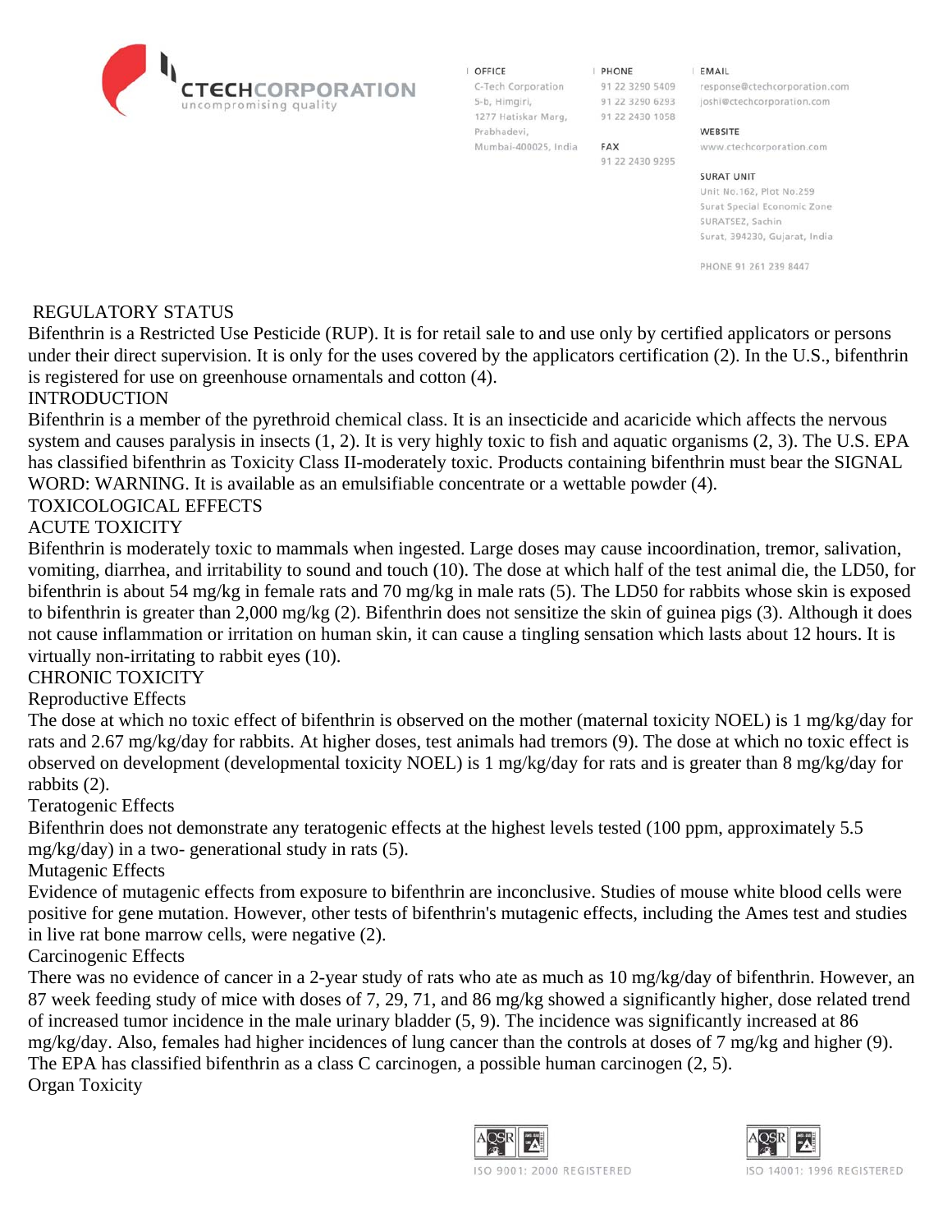## REGULATORY STATUS

Bifenthrin is a Restricted Use Pesticide (RUP). It is for retail sale to and use only by certified applicators or persons under their direct supervision. It is only for the uses covered by the applicators certification (2). In the U.S., bifenthrin is registered for use on greenhouse ornamentals and cotton (4).

## INTRODUCTION

Bifenthrin is a member of the pyrethroid chemical class. It is an insecticide and acaricide which affects the nervous system and causes paralysis in insects (1, 2). It is very highly toxic to fish and aquatic organisms (2, 3). The U.S. EPA has classified bifenthrin as Toxicity Class II-moderately toxic. Products containing bifenthrin must bear the SIGNAL WORD: WARNING. It is available as an emulsifiable concentrate or a wettable powder (4).

## TOXICOLOGICAL EFFECTS

### ACUTE TOXICITY

Bifenthrin is moderately toxic to mammals when ingested. Large doses may cause incoordination, tremor, salivation, vomiting, diarrhea, and irritability to sound and touch (10). The dose at which half of the test animal die, the LD50, for bifenthrin is about 54 mg/kg in female rats and 70 mg/kg in male rats (5). The LD50 for rabbits whose skin is exposed to bifenthrin is greater than 2,000 mg/kg (2). Bifenthrin does not sensitize the skin of guinea pigs (3). Although it does not cause inflammation or irritation on human skin, it can cause a tingling sensation which lasts about 12 hours. It is virtually non-irritating to rabbit eyes (10).

### CHRONIC TOXICITY

#### Reproductive Effects

The dose at which no toxic effect of bifenthrin is observed on the mother (maternal toxicity NOEL) is 1 mg/kg/day for rats and 2.67 mg/kg/day for rabbits. At higher doses, test animals had tremors (9). The dose at which no toxic effect is observed on development (developmental toxicity NOEL) is 1 mg/kg/day for rats and is greater than 8 mg/kg/day for rabbits (2).

#### Teratogenic Effects

Bifenthrin does not demonstrate any teratogenic effects at the highest levels tested (100 ppm, approximately 5.5 mg/kg/day) in a two- generational study in rats (5).

#### Mutagenic Effects

Evidence of mutagenic effects from exposure to bifenthrin are inconclusive. Studies of mouse white blood cells were positive for gene mutation. However, other tests of bifenthrin's mutagenic effects, including the Ames test and studies in live rat bone marrow cells, were negative (2).

#### Carcinogenic Effects

There was no evidence of cancer in a 2-year study of rats who ate as much as 10 mg/kg/day of bifenthrin. However, an 87 week feeding study of mice with doses of 7, 29, 71, and 86 mg/kg showed a significantly higher, dose related trend of increased tumor incidence in the male urinary bladder (5, 9). The incidence was significantly increased at 86 mg/kg/day. Also, females had higher incidences of lung cancer than the controls at doses of 7 mg/kg and higher (9). The EPA has classified bifenthrin as a class C carcinogen, a possible human carcinogen (2, 5).

#### Organ Toxicity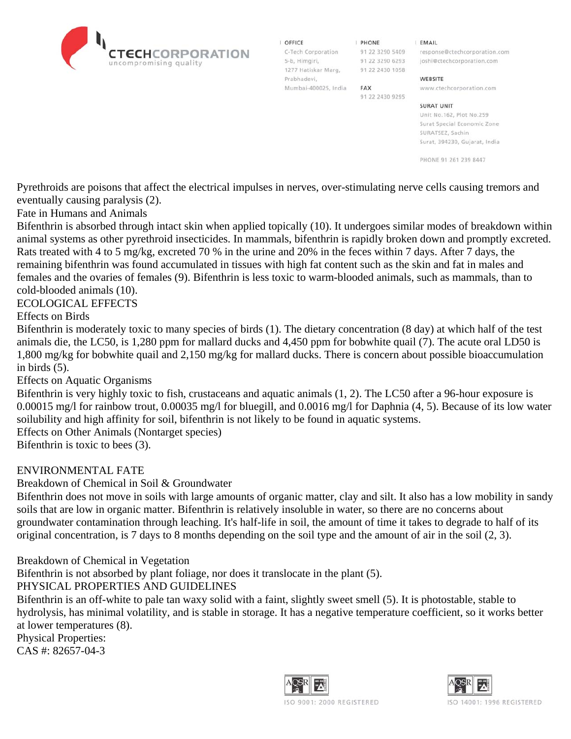Pyrethroids are poisons that affect the electrical impulses in nerves, over-stimulating nerve cells causing tremors and eventually causing paralysis (2).

Fate in Humans and Animals

Bifenthrin is absorbed through intact skin when applied topically (10). It undergoes similar modes of breakdown within animal systems as other pyrethroid insecticides. In mammals, bifenthrin is rapidly broken down and promptly excreted. Rats treated with 4 to 5 mg/kg, excreted 70 % in the urine and 20% in the feces within 7 days. After 7 days, the remaining bifenthrin was found accumulated in tissues with high fat content such as the skin and fat in males and females and the ovaries of females (9). Bifenthrin is less toxic to warm-blooded animals, such as mammals, than to cold-blooded animals (10).

ECOLOGICAL EFFECTS

Effects on Birds

Bifenthrin is moderately toxic to many species of birds (1). The dietary concentration (8 day) at which half of the test animals die, the LC50, is 1,280 ppm for mallard ducks and 4,450 ppm for bobwhite quail (7). The acute oral LD50 is 1,800 mg/kg for bobwhite quail and 2,150 mg/kg for mallard ducks. There is concern about possible bioaccumulation in birds (5).

Effects on Aquatic Organisms

Bifenthrin is very highly toxic to fish, crustaceans and aquatic animals (1, 2). The LC50 after a 96-hour exposure is 0.00015 mg/l for rainbow trout, 0.00035 mg/l for bluegill, and 0.0016 mg/l for Daphnia (4, 5). Because of its low water soilubility and high affinity for soil, bifenthrin is not likely to be found in aquatic systems.

Effects on Other Animals (Nontarget species)

Bifenthrin is toxic to bees (3).

ENVIRONMENTAL FATE

Breakdown of Chemical in Soil & Groundwater

Bifenthrin does not move in soils with large amounts of organic matter, clay and silt. It also has a low mobility in sandy soils that are low in organic matter. Bifenthrin is relatively insoluble in water, so there are no concerns about groundwater contamination through leaching. It's half-life in soil, the amount of time it takes to degrade to half of its original concentration, is 7 days to 8 months depending on the soil type and the amount of air in the soil (2, 3).

Breakdown of Chemical in Vegetation

Bifenthrin is not absorbed by plant foliage, nor does it translocate in the plant (5).

PHYSICAL PROPERTIES AND GUIDELINES

Bifenthrin is an off-white to pale tan waxy solid with a faint, slightly sweet smell (5). It is photostable, stable to hydrolysis, has minimal volatility, and is stable in storage. It has a negative temperature coefficient, so it works better at lower temperatures (8).

Physical Properties:

CAS #: 82657-04-3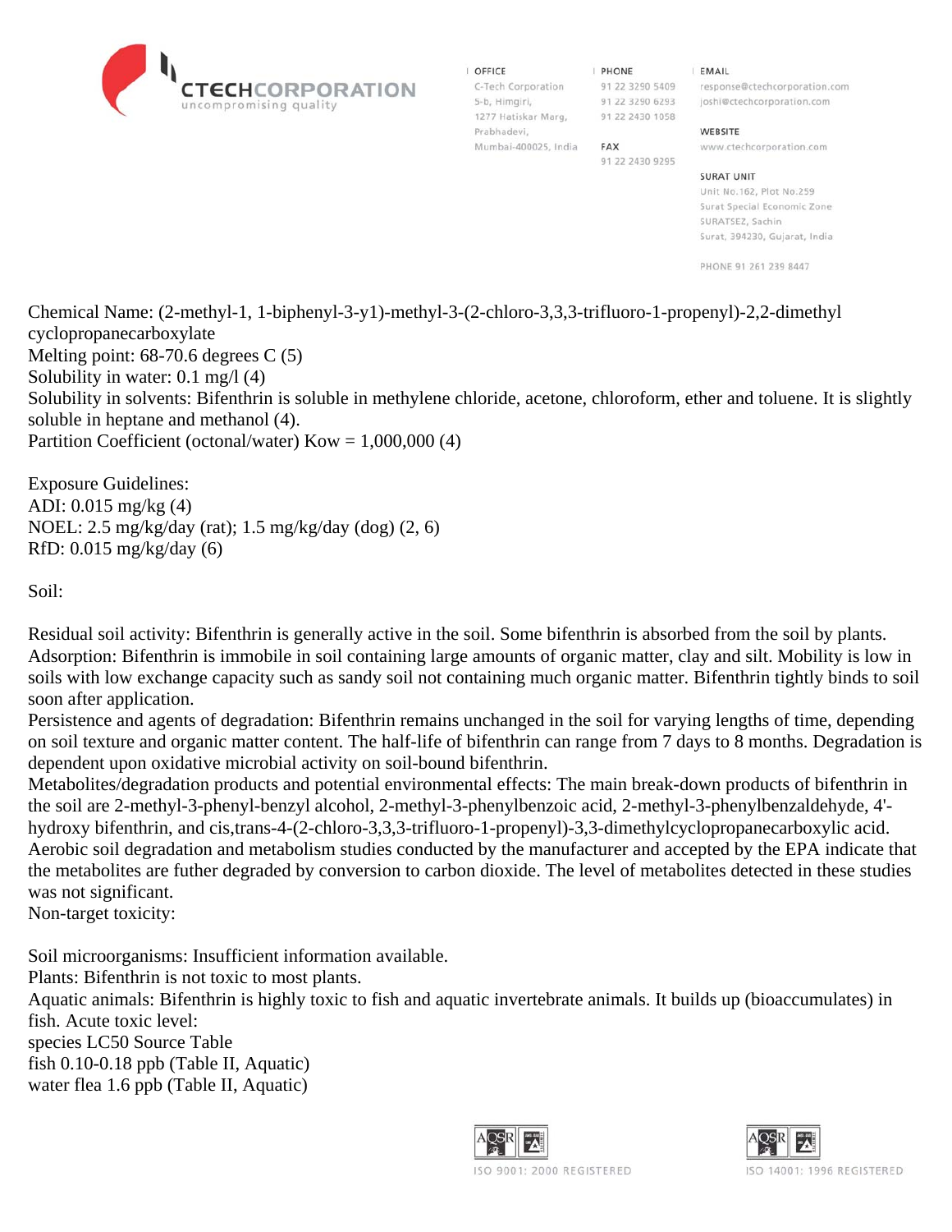Chemical Name: (2-methyl-1, 1-biphenyl-3-y1)-methyl-3-(2-chloro-3,3,3-trifluoro-1-propenyl)-2,2-dimethyl cyclopropanecarboxylate
Melting point: 68-70.6 degrees C (5)
Solubility in water: 0.1 mg/l (4)
Solubility in solvents: Bifenthrin is soluble in methylene chloride, acetone, chloroform, ether and toluene. It is slightly soluble in heptane and methanol (4).
Partition Coefficient (octonal/water) Kow = 1,000,000 (4)

Exposure Guidelines:
ADI: 0.015 mg/kg (4)
NOEL: 2.5 mg/kg/day (rat); 1.5 mg/kg/day (dog) (2, 6)
RfD: 0.015 mg/kg/day (6)

Soil:

Residual soil activity: Bifenthrin is generally active in the soil. Some bifenthrin is absorbed from the soil by plants.
Adsorption: Bifenthrin is immobile in soil containing large amounts of organic matter, clay and silt. Mobility is low in soils with low exchange capacity such as sandy soil not containing much organic matter. Bifenthrin tightly binds to soil soon after application.
Persistence and agents of degradation: Bifenthrin remains unchanged in the soil for varying lengths of time, depending on soil texture and organic matter content. The half-life of bifenthrin can range from 7 days to 8 months. Degradation is dependent upon oxidative microbial activity on soil-bound bifenthrin.
Metabolites/degradation products and potential environmental effects: The main break-down products of bifenthrin in the soil are 2-methyl-3-phenyl-benzyl alcohol, 2-methyl-3-phenylbenzoic acid, 2-methyl-3-phenylbenzaldehyde, 4'-hydroxy bifenthrin, and cis,trans-4-(2-chloro-3,3,3-trifluoro-1-propenyl)-3,3-dimethylcyclopropanecarboxylic acid. Aerobic soil degradation and metabolism studies conducted by the manufacturer and accepted by the EPA indicate that the metabolites are futher degraded by conversion to carbon dioxide. The level of metabolites detected in these studies was not significant.
Non-target toxicity:

Soil microorganisms: Insufficient information available.
Plants: Bifenthrin is not toxic to most plants.
Aquatic animals: Bifenthrin is highly toxic to fish and aquatic invertebrate animals. It builds up (bioaccumulates) in fish. Acute toxic level:

| species | LC50 | Source Table |
|---|---|---|
| fish | 0.10-0.18 ppb | (Table II, Aquatic) |
| water flea | 1.6 ppb | (Table II, Aquatic) |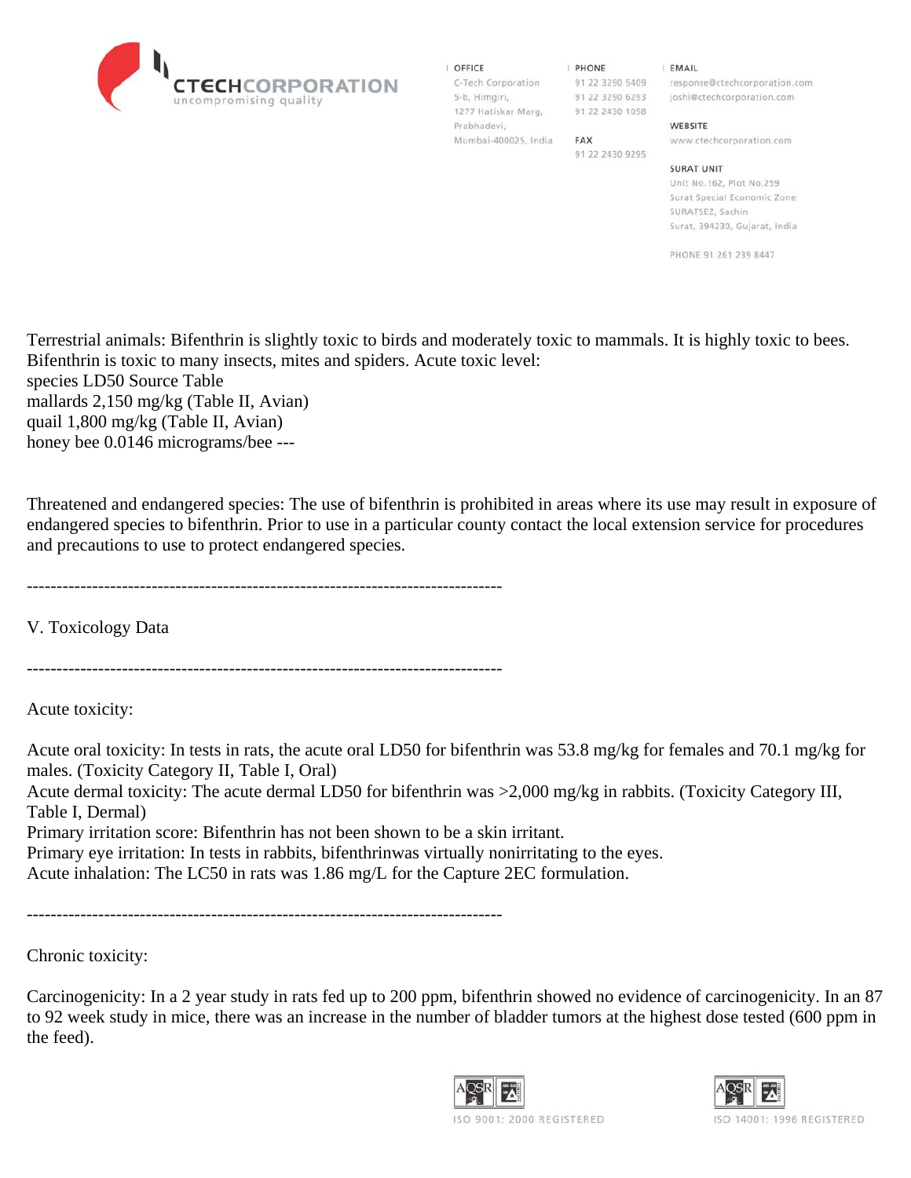Terrestrial animals: Bifenthrin is slightly toxic to birds and moderately toxic to mammals. It is highly toxic to bees. Bifenthrin is toxic to many insects, mites and spiders. Acute toxic level:

species LD50 Source Table
mallards 2,150 mg/kg (Table II, Avian)
quail 1,800 mg/kg (Table II, Avian)
honey bee 0.0146 micrograms/bee ---

Threatened and endangered species: The use of bifenthrin is prohibited in areas where its use may result in exposure of endangered species to bifenthrin. Prior to use in a particular county contact the local extension service for procedures and precautions to use to protect endangered species.

--------------------------------------------------------------------------------

V. Toxicology Data

--------------------------------------------------------------------------------

Acute toxicity:

Acute oral toxicity: In tests in rats, the acute oral LD50 for bifenthrin was 53.8 mg/kg for females and 70.1 mg/kg for males. (Toxicity Category II, Table I, Oral)
Acute dermal toxicity: The acute dermal LD50 for bifenthrin was >2,000 mg/kg in rabbits. (Toxicity Category III, Table I, Dermal)
Primary irritation score: Bifenthrin has not been shown to be a skin irritant.
Primary eye irritation: In tests in rabbits, bifenthrinwas virtually nonirritating to the eyes.
Acute inhalation: The LC50 in rats was 1.86 mg/L for the Capture 2EC formulation.

--------------------------------------------------------------------------------

Chronic toxicity:

Carcinogenicity: In a 2 year study in rats fed up to 200 ppm, bifenthrin showed no evidence of carcinogenicity. In an 87 to 92 week study in mice, there was an increase in the number of bladder tumors at the highest dose tested (600 ppm in the feed).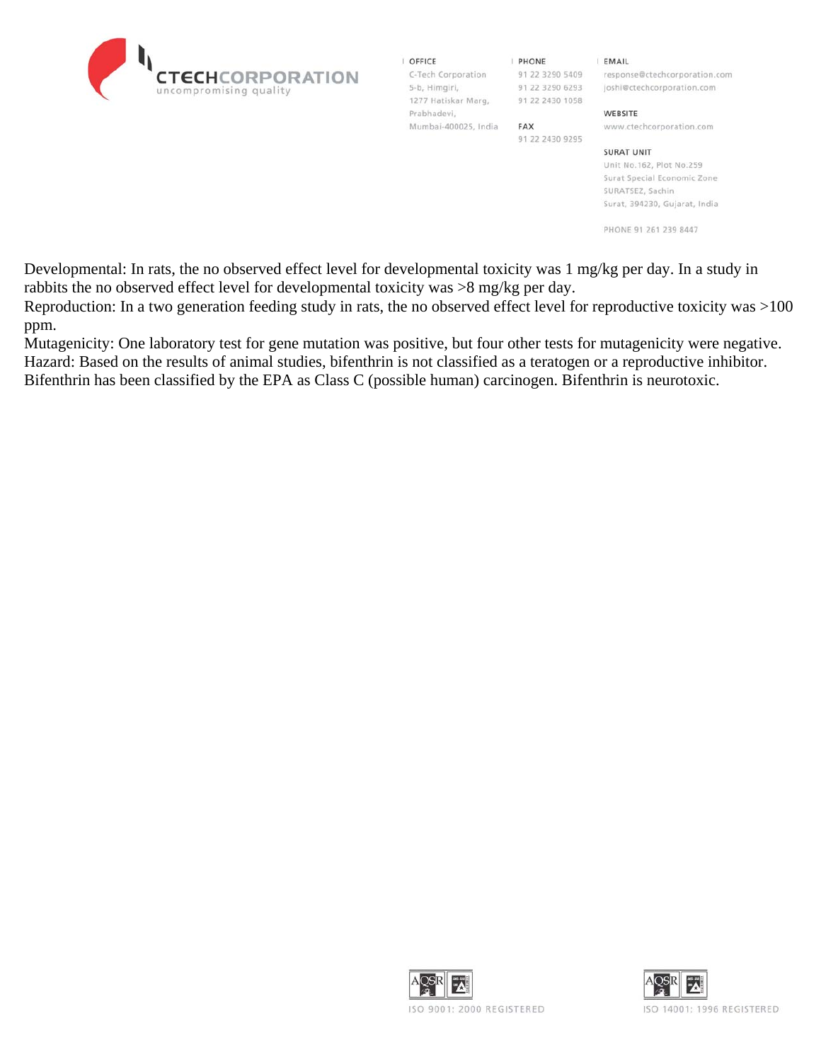Developmental: In rats, the no observed effect level for developmental toxicity was 1 mg/kg per day. In a study in rabbits the no observed effect level for developmental toxicity was >8 mg/kg per day.
Reproduction: In a two generation feeding study in rats, the no observed effect level for reproductive toxicity was >100 ppm.
Mutagenicity: One laboratory test for gene mutation was positive, but four other tests for mutagenicity were negative.
Hazard: Based on the results of animal studies, bifenthrin is not classified as a teratogen or a reproductive inhibitor.
Bifenthrin has been classified by the EPA as Class C (possible human) carcinogen. Bifenthrin is neurotoxic.